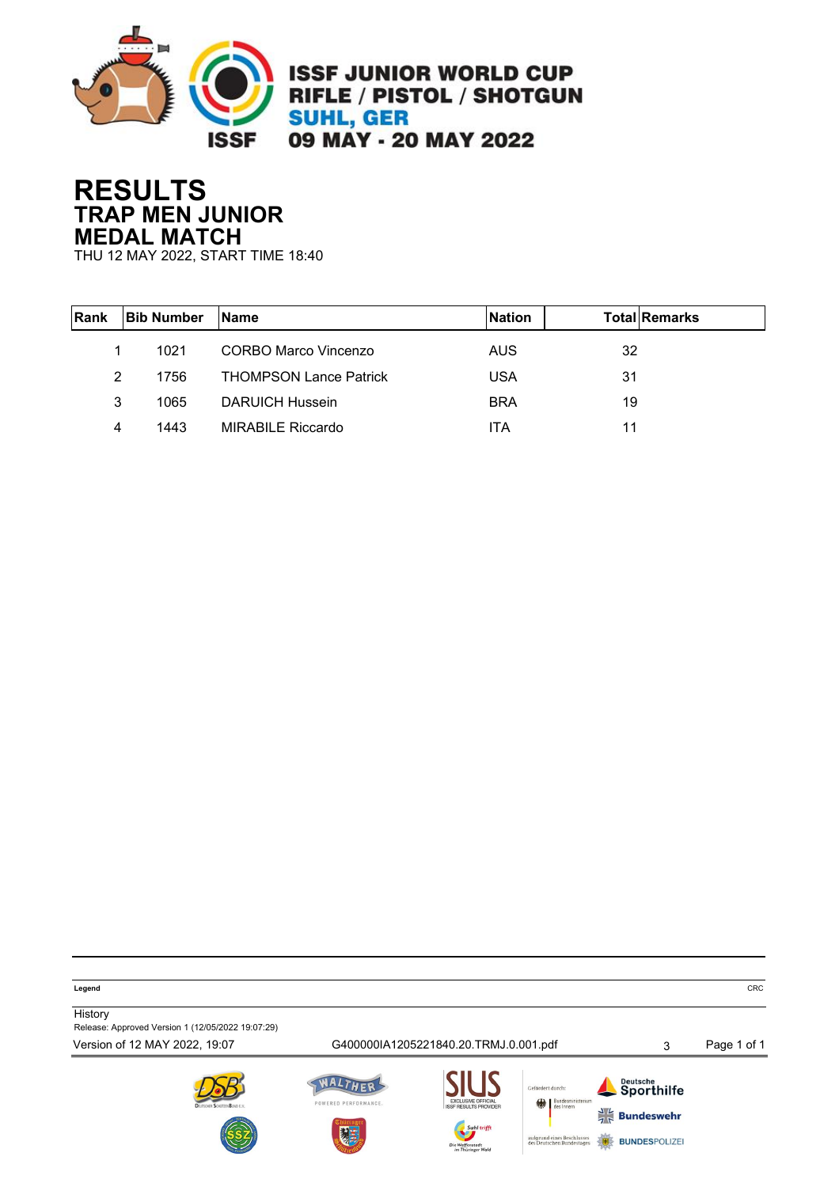ISSF JUNIOR WORLD CUP
RIFLE / PISTOL / SHOTGUN
SUHL, GER
09 MAY - 20 MAY 2022

# RESULTS
## TRAP MEN JUNIOR
## MEDAL MATCH
THU 12 MAY 2022, START TIME 18:40

| Rank | Bib Number | Name | Nation | Total | Remarks |
|---|---|---|---|---|---|
| 1 | 1021 | CORBO Marco Vincenzo | AUS | 32 | |
| 2 | 1756 | THOMPSON Lance Patrick | USA | 31 | |
| 3 | 1065 | DARUICH Hussein | BRA | 19 | |
| 4 | 1443 | MIRABILE Riccardo | ITA | 11 | |

**Legend**

CRC

History
Release: Approved Version 1 (12/05/2022 19:07:29)

Version of 12 MAY 2022, 19:07    G400000IA1205221840.20.TRMJ.0.001.pdf    3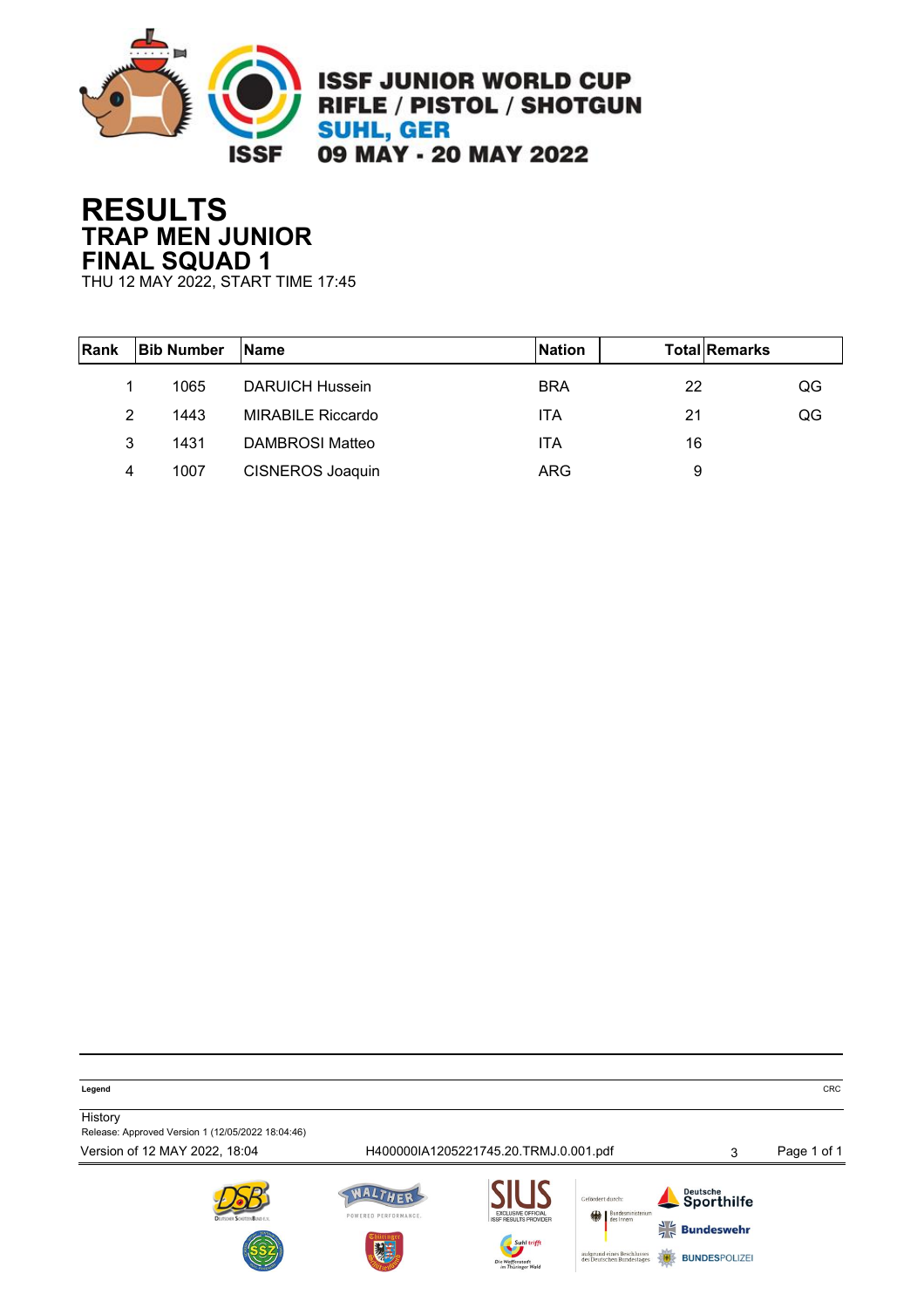**ISSF JUNIOR WORLD CUP**
**RIFLE / PISTOL / SHOTGUN**
**SUHL, GER**
**09 MAY - 20 MAY 2022**

# RESULTS
## TRAP MEN JUNIOR
## FINAL SQUAD 1

THU 12 MAY 2022, START TIME 17:45

| Rank | Bib Number | Name | Nation | Total | Remarks |
|---|---|---|---|---|---|
| 1 | 1065 | DARUICH Hussein | BRA | 22 | QG |
| 2 | 1443 | MIRABILE Riccardo | ITA | 21 | QG |
| 3 | 1431 | DAMBROSI Matteo | ITA | 16 | |
| 4 | 1007 | CISNEROS Joaquin | ARG | 9 | |

**Legend**

CRC

History
Release: Approved Version 1 (12/05/2022 18:04:46)

Version of 12 MAY 2022, 18:04    H400000IA1205221745.20.TRMJ.0.001.pdf    3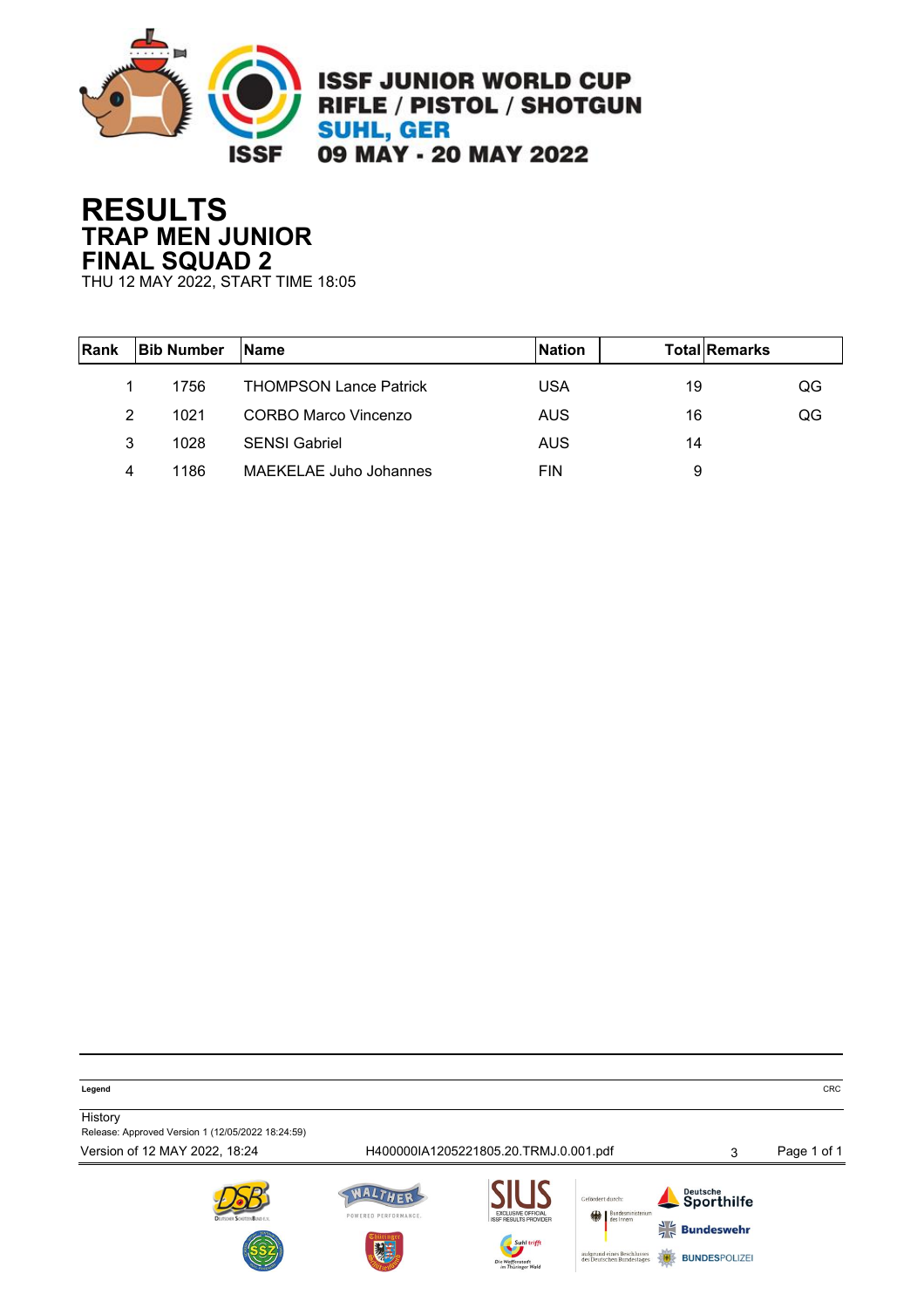ISSF JUNIOR WORLD CUP
RIFLE / PISTOL / SHOTGUN
SUHL, GER
09 MAY - 20 MAY 2022

# RESULTS
## TRAP MEN JUNIOR
## FINAL SQUAD 2
THU 12 MAY 2022, START TIME 18:05

| Rank | Bib Number | Name | Nation | Total | Remarks |
|---|---|---|---|---|---|
| 1 | 1756 | THOMPSON Lance Patrick | USA | 19 | QG |
| 2 | 1021 | CORBO Marco Vincenzo | AUS | 16 | QG |
| 3 | 1028 | SENSI Gabriel | AUS | 14 | |
| 4 | 1186 | MAEKELAE Juho Johannes | FIN | 9 | |

**Legend**

CRC

History
Release: Approved Version 1 (12/05/2022 18:24:59)

Version of 12 MAY 2022, 18:24 H400000IA1205221805.20.TRMJ.0.001.pdf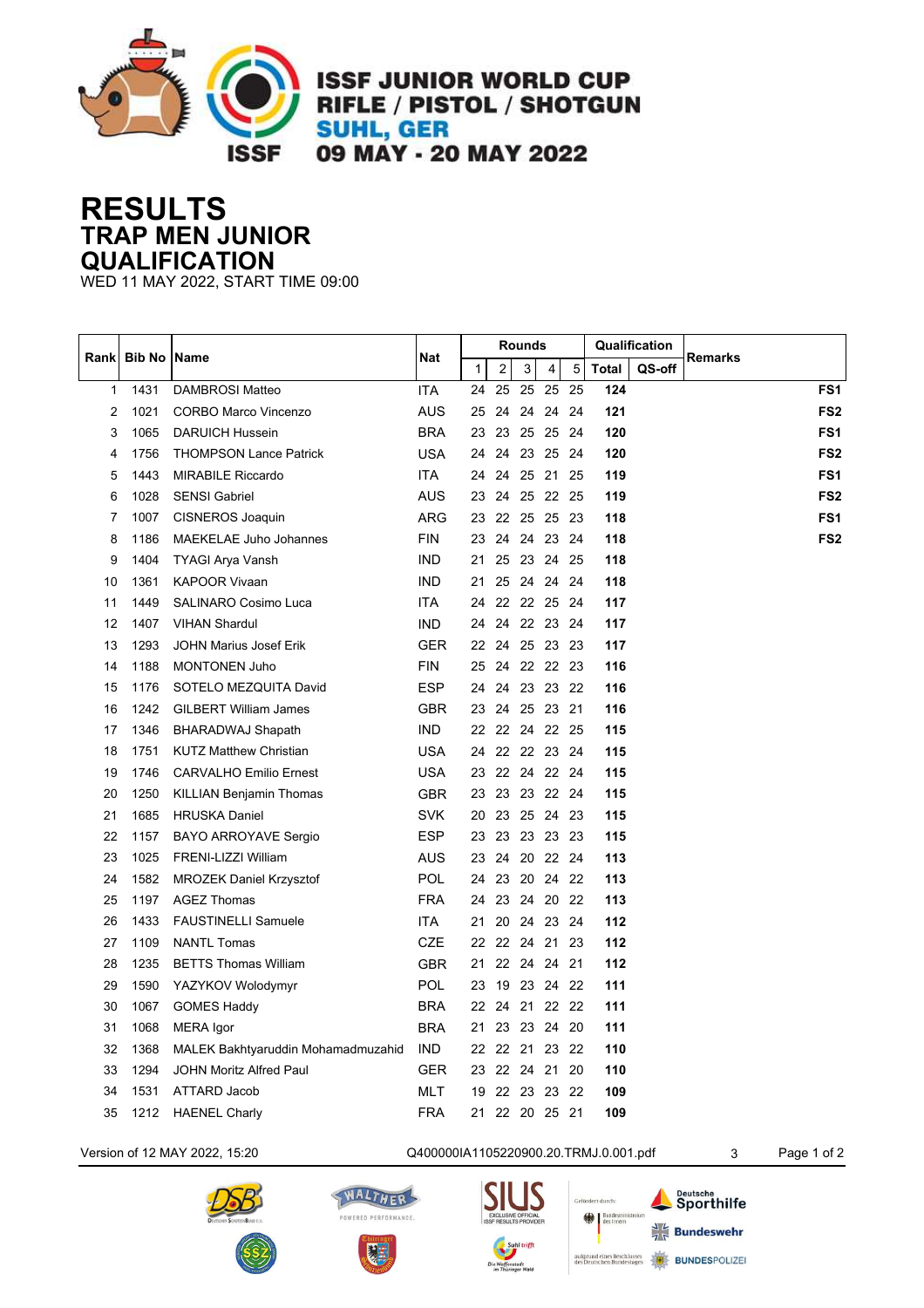ISSF JUNIOR WORLD CUP
RIFLE / PISTOL / SHOTGUN
SUHL, GER
09 MAY - 20 MAY 2022

# RESULTS
## TRAP MEN JUNIOR
## QUALIFICATION

WED 11 MAY 2022, START TIME 09:00

| Rank | Bib No | Name | Nat | Rounds | | | | | Qualification | | Remarks |
|---|---|---|---|---|---|---|---|---|---|---|---|
| | | | | 1 | 2 | 3 | 4 | 5 | Total | QS-off | |
| 1 | 1431 | DAMBROSI Matteo | ITA | 24 | 25 | 25 | 25 | 25 | **124** | | **FS1** |
| 2 | 1021 | CORBO Marco Vincenzo | AUS | 25 | 24 | 24 | 24 | 24 | **121** | | **FS2** |
| 3 | 1065 | DARUICH Hussein | BRA | 23 | 23 | 25 | 25 | 24 | **120** | | **FS1** |
| 4 | 1756 | THOMPSON Lance Patrick | USA | 24 | 24 | 23 | 25 | 24 | **120** | | **FS2** |
| 5 | 1443 | MIRABILE Riccardo | ITA | 24 | 24 | 25 | 21 | 25 | **119** | | **FS1** |
| 6 | 1028 | SENSI Gabriel | AUS | 23 | 24 | 25 | 22 | 25 | **119** | | **FS2** |
| 7 | 1007 | CISNEROS Joaquin | ARG | 23 | 22 | 25 | 25 | 23 | **118** | | **FS1** |
| 8 | 1186 | MAEKELAE Juho Johannes | FIN | 23 | 24 | 24 | 23 | 24 | **118** | | **FS2** |
| 9 | 1404 | TYAGI Arya Vansh | IND | 21 | 25 | 23 | 24 | 25 | **118** | | |
| 10 | 1361 | KAPOOR Vivaan | IND | 21 | 25 | 24 | 24 | 24 | **118** | | |
| 11 | 1449 | SALINARO Cosimo Luca | ITA | 24 | 22 | 22 | 25 | 24 | **117** | | |
| 12 | 1407 | VIHAN Shardul | IND | 24 | 24 | 22 | 23 | 24 | **117** | | |
| 13 | 1293 | JOHN Marius Josef Erik | GER | 22 | 24 | 25 | 23 | 23 | **117** | | |
| 14 | 1188 | MONTONEN Juho | FIN | 25 | 24 | 22 | 22 | 23 | **116** | | |
| 15 | 1176 | SOTELO MEZQUITA David | ESP | 24 | 24 | 23 | 23 | 22 | **116** | | |
| 16 | 1242 | GILBERT William James | GBR | 23 | 24 | 25 | 23 | 21 | **116** | | |
| 17 | 1346 | BHARADWAJ Shapath | IND | 22 | 22 | 24 | 22 | 25 | **115** | | |
| 18 | 1751 | KUTZ Matthew Christian | USA | 24 | 22 | 22 | 23 | 24 | **115** | | |
| 19 | 1746 | CARVALHO Emilio Ernest | USA | 23 | 22 | 24 | 22 | 24 | **115** | | |
| 20 | 1250 | KILLIAN Benjamin Thomas | GBR | 23 | 23 | 23 | 22 | 24 | **115** | | |
| 21 | 1685 | HRUSKA Daniel | SVK | 20 | 23 | 25 | 24 | 23 | **115** | | |
| 22 | 1157 | BAYO ARROYAVE Sergio | ESP | 23 | 23 | 23 | 23 | 23 | **115** | | |
| 23 | 1025 | FRENI-LIZZI William | AUS | 23 | 24 | 20 | 22 | 24 | **113** | | |
| 24 | 1582 | MROZEK Daniel Krzysztof | POL | 24 | 23 | 20 | 24 | 22 | **113** | | |
| 25 | 1197 | AGEZ Thomas | FRA | 24 | 23 | 24 | 20 | 22 | **113** | | |
| 26 | 1433 | FAUSTINELLI Samuele | ITA | 21 | 20 | 24 | 23 | 24 | **112** | | |
| 27 | 1109 | NANTL Tomas | CZE | 22 | 22 | 24 | 21 | 23 | **112** | | |
| 28 | 1235 | BETTS Thomas William | GBR | 21 | 22 | 24 | 24 | 21 | **112** | | |
| 29 | 1590 | YAZYKOV Wolodymyr | POL | 23 | 19 | 23 | 24 | 22 | **111** | | |
| 30 | 1067 | GOMES Haddy | BRA | 22 | 24 | 21 | 22 | 22 | **111** | | |
| 31 | 1068 | MERA Igor | BRA | 21 | 23 | 23 | 24 | 20 | **111** | | |
| 32 | 1368 | MALEK Bakhtyaruddin Mohamadmuzahid | IND | 22 | 22 | 21 | 23 | 22 | **110** | | |
| 33 | 1294 | JOHN Moritz Alfred Paul | GER | 23 | 22 | 24 | 21 | 20 | **110** | | |
| 34 | 1531 | ATTARD Jacob | MLT | 19 | 22 | 23 | 23 | 22 | **109** | | |
| 35 | 1212 | HAENEL Charly | FRA | 21 | 22 | 20 | 25 | 21 | **109** | | |

Version of 12 MAY 2022, 15:20 Q400000IA1105220900.20.TRMJ.0.001.pdf 3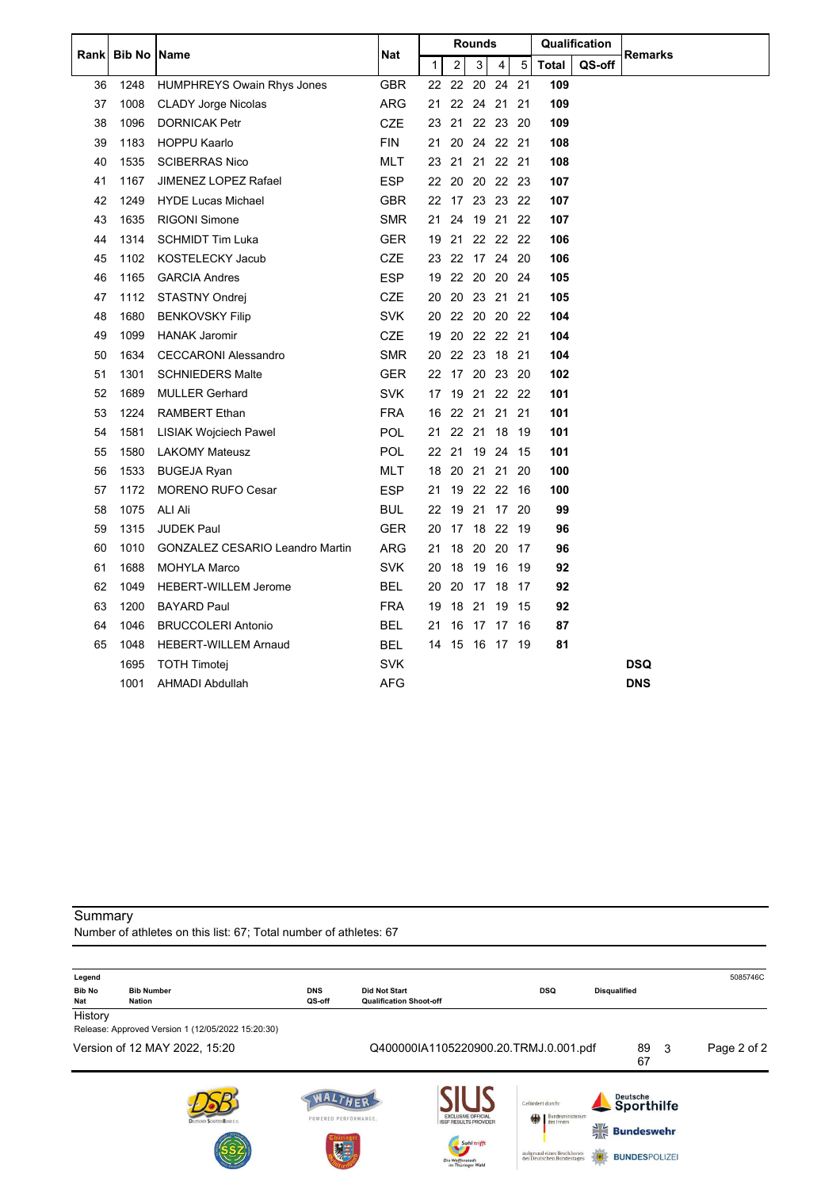| Rank | Bib No | Name | Nat | Rounds | | | | | Qualification | | Remarks |
|---|---|---|---|---|---|---|---|---|---|---|---|
| | | | | 1 | 2 | 3 | 4 | 5 | Total | QS-off | |
| 36 | 1248 | HUMPHREYS Owain Rhys Jones | GBR | 22 | 22 | 20 | 24 | 21 | **109** | | |
| 37 | 1008 | CLADY Jorge Nicolas | ARG | 21 | 22 | 24 | 21 | 21 | **109** | | |
| 38 | 1096 | DORNICAK Petr | CZE | 23 | 21 | 22 | 23 | 20 | **109** | | |
| 39 | 1183 | HOPPU Kaarlo | FIN | 21 | 20 | 24 | 22 | 21 | **108** | | |
| 40 | 1535 | SCIBERRAS Nico | MLT | 23 | 21 | 21 | 22 | 21 | **108** | | |
| 41 | 1167 | JIMENEZ LOPEZ Rafael | ESP | 22 | 20 | 20 | 22 | 23 | **107** | | |
| 42 | 1249 | HYDE Lucas Michael | GBR | 22 | 17 | 23 | 23 | 22 | **107** | | |
| 43 | 1635 | RIGONI Simone | SMR | 21 | 24 | 19 | 21 | 22 | **107** | | |
| 44 | 1314 | SCHMIDT Tim Luka | GER | 19 | 21 | 22 | 22 | 22 | **106** | | |
| 45 | 1102 | KOSTELECKY Jacub | CZE | 23 | 22 | 17 | 24 | 20 | **106** | | |
| 46 | 1165 | GARCIA Andres | ESP | 19 | 22 | 20 | 20 | 24 | **105** | | |
| 47 | 1112 | STASTNY Ondrej | CZE | 20 | 20 | 23 | 21 | 21 | **105** | | |
| 48 | 1680 | BENKOVSKY Filip | SVK | 20 | 22 | 20 | 20 | 22 | **104** | | |
| 49 | 1099 | HANAK Jaromir | CZE | 19 | 20 | 22 | 22 | 21 | **104** | | |
| 50 | 1634 | CECCARONI Alessandro | SMR | 20 | 22 | 23 | 18 | 21 | **104** | | |
| 51 | 1301 | SCHNIEDERS Malte | GER | 22 | 17 | 20 | 23 | 20 | **102** | | |
| 52 | 1689 | MULLER Gerhard | SVK | 17 | 19 | 21 | 22 | 22 | **101** | | |
| 53 | 1224 | RAMBERT Ethan | FRA | 16 | 22 | 21 | 21 | 21 | **101** | | |
| 54 | 1581 | LISIAK Wojciech Pawel | POL | 21 | 22 | 21 | 18 | 19 | **101** | | |
| 55 | 1580 | LAKOMY Mateusz | POL | 22 | 21 | 19 | 24 | 15 | **101** | | |
| 56 | 1533 | BUGEJA Ryan | MLT | 18 | 20 | 21 | 21 | 20 | **100** | | |
| 57 | 1172 | MORENO RUFO Cesar | ESP | 21 | 19 | 22 | 22 | 16 | **100** | | |
| 58 | 1075 | ALI Ali | BUL | 22 | 19 | 21 | 17 | 20 | **99** | | |
| 59 | 1315 | JUDEK Paul | GER | 20 | 17 | 18 | 22 | 19 | **96** | | |
| 60 | 1010 | GONZALEZ CESARIO Leandro Martin | ARG | 21 | 18 | 20 | 20 | 17 | **96** | | |
| 61 | 1688 | MOHYLA Marco | SVK | 20 | 18 | 19 | 16 | 19 | **92** | | |
| 62 | 1049 | HEBERT-WILLEM Jerome | BEL | 20 | 20 | 17 | 18 | 17 | **92** | | |
| 63 | 1200 | BAYARD Paul | FRA | 19 | 18 | 21 | 19 | 15 | **92** | | |
| 64 | 1046 | BRUCCOLERI Antonio | BEL | 21 | 16 | 17 | 17 | 16 | **87** | | |
| 65 | 1048 | HEBERT-WILLEM Arnaud | BEL | 14 | 15 | 16 | 17 | 19 | **81** | | |
| | 1695 | TOTH Timotej | SVK | | | | | | | | **DSQ** |
| | 1001 | AHMADI Abdullah | AFG | | | | | | | | **DNS** |

## Summary

Number of athletes on this list: 67; Total number of athletes: 67

**Legend**

| | | | | | |
|---|---|---|---|---|---|
| **Bib No** | **Bib Number** | **DNS** | **Did Not Start** | **DSQ** | **Disqualified** |
| **Nat** | **Nation** | **QS-off** | **Qualification Shoot-off** | | |

5085746C

History

Release: Approved Version 1 (12/05/2022 15:20:30)

Version of 12 MAY 2022, 15:20

Q400000IA1105220900.20.TRMJ.0.001.pdf

89 67 3